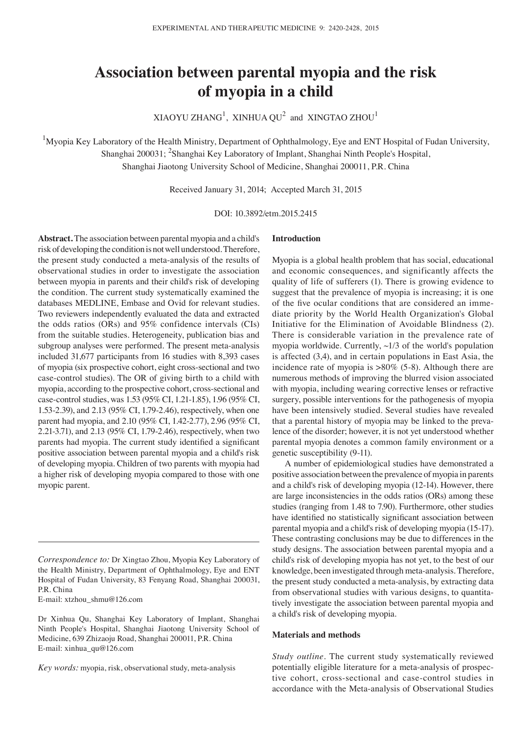# Association between parental myopia and the risk of myopia in a child

XIAOYU ZHANG[1], XINHUA QU[2] and XINGTAO ZHOU[1]

[1]Myopia Key Laboratory of the Health Ministry, Department of Ophthalmology, Eye and ENT Hospital of Fudan University, Shanghai 200031; [2]Shanghai Key Laboratory of Implant, Shanghai Ninth People's Hospital, Shanghai Jiaotong University School of Medicine, Shanghai 200011, P.R. China

Received January 31, 2014; Accepted March 31, 2015

DOI: 10.3892/etm.2015.2415

**Abstract.** The association between parental myopia and a child's risk of developing the condition is not well understood. Therefore, the present study conducted a meta-analysis of the results of observational studies in order to investigate the association between myopia in parents and their child's risk of developing the condition. The current study systematically examined the databases MEDLINE, Embase and Ovid for relevant studies. Two reviewers independently evaluated the data and extracted the odds ratios (ORs) and 95% confidence intervals (CIs) from the suitable studies. Heterogeneity, publication bias and subgroup analyses were performed. The present meta-analysis included 31,677 participants from 16 studies with 8,393 cases of myopia (six prospective cohort, eight cross-sectional and two case-control studies). The OR of giving birth to a child with myopia, according to the prospective cohort, cross-sectional and case-control studies, was 1.53 (95% CI, 1.21-1.85), 1.96 (95% CI, 1.53-2.39), and 2.13 (95% CI, 1.79-2.46), respectively, when one parent had myopia, and 2.10 (95% CI, 1.42-2.77), 2.96 (95% CI, 2.21-3.71), and 2.13 (95% CI, 1.79-2.46), respectively, when two parents had myopia. The current study identified a significant positive association between parental myopia and a child's risk of developing myopia. Children of two parents with myopia had a higher risk of developing myopia compared to those with one myopic parent.

*Correspondence to:* Dr Xingtao Zhou, Myopia Key Laboratory of the Health Ministry, Department of Ophthalmology, Eye and ENT Hospital of Fudan University, 83 Fenyang Road, Shanghai 200031, P.R. China
E-mail: xtzhou_shmu@126.com

Dr Xinhua Qu, Shanghai Key Laboratory of Implant, Shanghai Ninth People's Hospital, Shanghai Jiaotong University School of Medicine, 639 Zhizaoju Road, Shanghai 200011, P.R. China
E-mail: xinhua_qu@126.com

*Key words:* myopia, risk, observational study, meta-analysis

## Introduction

Myopia is a global health problem that has social, educational and economic consequences, and significantly affects the quality of life of sufferers (1). There is growing evidence to suggest that the prevalence of myopia is increasing; it is one of the five ocular conditions that are considered an immediate priority by the World Health Organization's Global Initiative for the Elimination of Avoidable Blindness (2). There is considerable variation in the prevalence rate of myopia worldwide. Currently, ~1/3 of the world's population is affected (3,4), and in certain populations in East Asia, the incidence rate of myopia is >80% (5-8). Although there are numerous methods of improving the blurred vision associated with myopia, including wearing corrective lenses or refractive surgery, possible interventions for the pathogenesis of myopia have been intensively studied. Several studies have revealed that a parental history of myopia may be linked to the prevalence of the disorder; however, it is not yet understood whether parental myopia denotes a common family environment or a genetic susceptibility (9-11).

A number of epidemiological studies have demonstrated a positive association between the prevalence of myopia in parents and a child's risk of developing myopia (12-14). However, there are large inconsistencies in the odds ratios (ORs) among these studies (ranging from 1.48 to 7.90). Furthermore, other studies have identified no statistically significant association between parental myopia and a child's risk of developing myopia (15-17). These contrasting conclusions may be due to differences in the study designs. The association between parental myopia and a child's risk of developing myopia has not yet, to the best of our knowledge, been investigated through meta-analysis. Therefore, the present study conducted a meta-analysis, by extracting data from observational studies with various designs, to quantitatively investigate the association between parental myopia and a child's risk of developing myopia.

## Materials and methods

*Study outline.* The current study systematically reviewed potentially eligible literature for a meta-analysis of prospective cohort, cross-sectional and case-control studies in accordance with the Meta-analysis of Observational Studies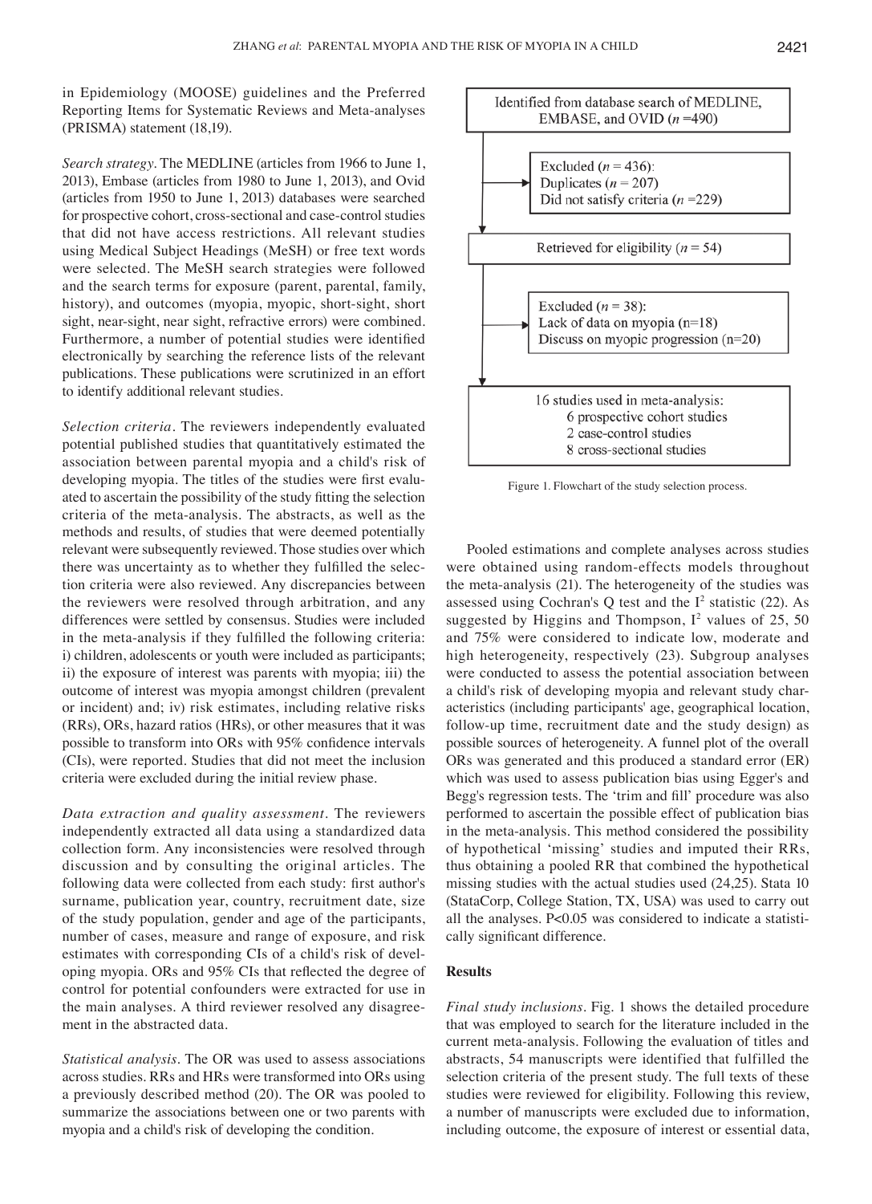in Epidemiology (MOOSE) guidelines and the Preferred Reporting Items for Systematic Reviews and Meta-analyses (PRISMA) statement (18,19).

*Search strategy*. The MEDLINE (articles from 1966 to June 1, 2013), Embase (articles from 1980 to June 1, 2013), and Ovid (articles from 1950 to June 1, 2013) databases were searched for prospective cohort, cross-sectional and case-control studies that did not have access restrictions. All relevant studies using Medical Subject Headings (MeSH) or free text words were selected. The MeSH search strategies were followed and the search terms for exposure (parent, parental, family, history), and outcomes (myopia, myopic, short-sight, short sight, near-sight, near sight, refractive errors) were combined. Furthermore, a number of potential studies were identified electronically by searching the reference lists of the relevant publications. These publications were scrutinized in an effort to identify additional relevant studies.

*Selection criteria*. The reviewers independently evaluated potential published studies that quantitatively estimated the association between parental myopia and a child's risk of developing myopia. The titles of the studies were first evaluated to ascertain the possibility of the study fitting the selection criteria of the meta-analysis. The abstracts, as well as the methods and results, of studies that were deemed potentially relevant were subsequently reviewed. Those studies over which there was uncertainty as to whether they fulfilled the selection criteria were also reviewed. Any discrepancies between the reviewers were resolved through arbitration, and any differences were settled by consensus. Studies were included in the meta-analysis if they fulfilled the following criteria: i) children, adolescents or youth were included as participants; ii) the exposure of interest was parents with myopia; iii) the outcome of interest was myopia amongst children (prevalent or incident) and; iv) risk estimates, including relative risks (RRs), ORs, hazard ratios (HRs), or other measures that it was possible to transform into ORs with 95% confidence intervals (CIs), were reported. Studies that did not meet the inclusion criteria were excluded during the initial review phase.

*Data extraction and quality assessment*. The reviewers independently extracted all data using a standardized data collection form. Any inconsistencies were resolved through discussion and by consulting the original articles. The following data were collected from each study: first author's surname, publication year, country, recruitment date, size of the study population, gender and age of the participants, number of cases, measure and range of exposure, and risk estimates with corresponding CIs of a child's risk of developing myopia. ORs and 95% CIs that reflected the degree of control for potential confounders were extracted for use in the main analyses. A third reviewer resolved any disagreement in the abstracted data.

*Statistical analysis*. The OR was used to assess associations across studies. RRs and HRs were transformed into ORs using a previously described method (20). The OR was pooled to summarize the associations between one or two parents with myopia and a child's risk of developing the condition.

Identified from database search of MEDLINE, EMBASE, and OVID ($n$ =490)

Excluded ($n$ = 436):
Duplicates ($n$ = 207)
Did not satisfy criteria ($n$ =229)

Retrieved for eligibility ($n$ = 54)

Excluded ($n$ = 38):
Lack of data on myopia (n=18)
Discuss on myopic progression (n=20)

16 studies used in meta-analysis:
6 prospective cohort studies
2 case-control studies
8 cross-sectional studies

Figure 1. Flowchart of the study selection process.

Pooled estimations and complete analyses across studies were obtained using random-effects models throughout the meta-analysis (21). The heterogeneity of the studies was assessed using Cochran's Q test and the $I^2$ statistic (22). As suggested by Higgins and Thompson, $I^2$ values of 25, 50 and 75% were considered to indicate low, moderate and high heterogeneity, respectively (23). Subgroup analyses were conducted to assess the potential association between a child's risk of developing myopia and relevant study characteristics (including participants' age, geographical location, follow-up time, recruitment date and the study design) as possible sources of heterogeneity. A funnel plot of the overall ORs was generated and this produced a standard error (ER) which was used to assess publication bias using Egger's and Begg's regression tests. The 'trim and fill' procedure was also performed to ascertain the possible effect of publication bias in the meta-analysis. This method considered the possibility of hypothetical 'missing' studies and imputed their RRs, thus obtaining a pooled RR that combined the hypothetical missing studies with the actual studies used (24,25). Stata 10 (StataCorp, College Station, TX, USA) was used to carry out all the analyses. $P<0.05$ was considered to indicate a statistically significant difference.

## Results

*Final study inclusions*. Fig. 1 shows the detailed procedure that was employed to search for the literature included in the current meta-analysis. Following the evaluation of titles and abstracts, 54 manuscripts were identified that fulfilled the selection criteria of the present study. The full texts of these studies were reviewed for eligibility. Following this review, a number of manuscripts were excluded due to information, including outcome, the exposure of interest or essential data,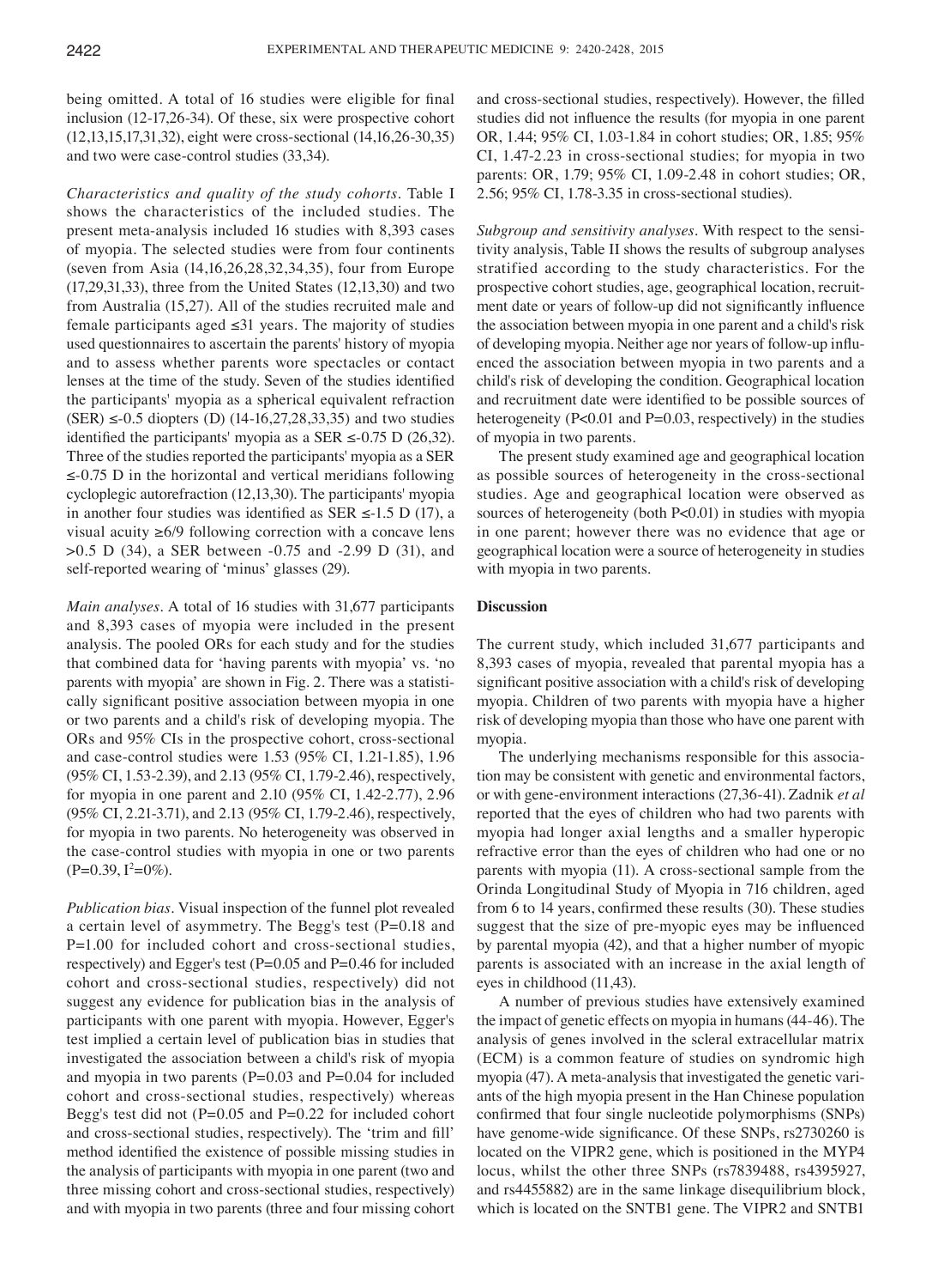being omitted. A total of 16 studies were eligible for final inclusion (12-17,26-34). Of these, six were prospective cohort (12,13,15,17,31,32), eight were cross-sectional (14,16,26-30,35) and two were case-control studies (33,34).

*Characteristics and quality of the study cohorts.* Table I shows the characteristics of the included studies. The present meta-analysis included 16 studies with 8,393 cases of myopia. The selected studies were from four continents (seven from Asia (14,16,26,28,32,34,35), four from Europe (17,29,31,33), three from the United States (12,13,30) and two from Australia (15,27). All of the studies recruited male and female participants aged ≤31 years. The majority of studies used questionnaires to ascertain the parents' history of myopia and to assess whether parents wore spectacles or contact lenses at the time of the study. Seven of the studies identified the participants' myopia as a spherical equivalent refraction (SER) ≤-0.5 diopters (D) (14-16,27,28,33,35) and two studies identified the participants' myopia as a SER ≤-0.75 D (26,32). Three of the studies reported the participants' myopia as a SER ≤-0.75 D in the horizontal and vertical meridians following cycloplegic autorefraction (12,13,30). The participants' myopia in another four studies was identified as SER ≤-1.5 D (17), a visual acuity ≥6/9 following correction with a concave lens >0.5 D (34), a SER between -0.75 and -2.99 D (31), and self-reported wearing of 'minus' glasses (29).

*Main analyses.* A total of 16 studies with 31,677 participants and 8,393 cases of myopia were included in the present analysis. The pooled ORs for each study and for the studies that combined data for 'having parents with myopia' vs. 'no parents with myopia' are shown in Fig. 2. There was a statistically significant positive association between myopia in one or two parents and a child's risk of developing myopia. The ORs and 95% CIs in the prospective cohort, cross-sectional and case-control studies were 1.53 (95% CI, 1.21-1.85), 1.96 (95% CI, 1.53-2.39), and 2.13 (95% CI, 1.79-2.46), respectively, for myopia in one parent and 2.10 (95% CI, 1.42-2.77), 2.96 (95% CI, 2.21-3.71), and 2.13 (95% CI, 1.79-2.46), respectively, for myopia in two parents. No heterogeneity was observed in the case-control studies with myopia in one or two parents ($P=0.39$, $I^2=0\%$).

*Publication bias.* Visual inspection of the funnel plot revealed a certain level of asymmetry. The Begg's test ($P=0.18$ and $P=1.00$ for included cohort and cross-sectional studies, respectively) and Egger's test ($P=0.05$ and $P=0.46$ for included cohort and cross-sectional studies, respectively) did not suggest any evidence for publication bias in the analysis of participants with one parent with myopia. However, Egger's test implied a certain level of publication bias in studies that investigated the association between a child's risk of myopia and myopia in two parents ($P=0.03$ and $P=0.04$ for included cohort and cross-sectional studies, respectively) whereas Begg's test did not ($P=0.05$ and $P=0.22$ for included cohort and cross-sectional studies, respectively). The 'trim and fill' method identified the existence of possible missing studies in the analysis of participants with myopia in one parent (two and three missing cohort and cross-sectional studies, respectively) and with myopia in two parents (three and four missing cohort and cross-sectional studies, respectively). However, the filled studies did not influence the results (for myopia in one parent OR, 1.44; 95% CI, 1.03-1.84 in cohort studies; OR, 1.85; 95% CI, 1.47-2.23 in cross-sectional studies; for myopia in two parents: OR, 1.79; 95% CI, 1.09-2.48 in cohort studies; OR, 2.56; 95% CI, 1.78-3.35 in cross-sectional studies).

*Subgroup and sensitivity analyses.* With respect to the sensitivity analysis, Table II shows the results of subgroup analyses stratified according to the study characteristics. For the prospective cohort studies, age, geographical location, recruitment date or years of follow-up did not significantly influence the association between myopia in one parent and a child's risk of developing myopia. Neither age nor years of follow-up influenced the association between myopia in two parents and a child's risk of developing the condition. Geographical location and recruitment date were identified to be possible sources of heterogeneity ($P<0.01$ and $P=0.03$, respectively) in the studies of myopia in two parents.

The present study examined age and geographical location as possible sources of heterogeneity in the cross-sectional studies. Age and geographical location were observed as sources of heterogeneity (both $P<0.01$) in studies with myopia in one parent; however there was no evidence that age or geographical location were a source of heterogeneity in studies with myopia in two parents.

## Discussion

The current study, which included 31,677 participants and 8,393 cases of myopia, revealed that parental myopia has a significant positive association with a child's risk of developing myopia. Children of two parents with myopia have a higher risk of developing myopia than those who have one parent with myopia.

The underlying mechanisms responsible for this association may be consistent with genetic and environmental factors, or with gene-environment interactions (27,36-41). Zadnik *et al* reported that the eyes of children who had two parents with myopia had longer axial lengths and a smaller hyperopic refractive error than the eyes of children who had one or no parents with myopia (11). A cross-sectional sample from the Orinda Longitudinal Study of Myopia in 716 children, aged from 6 to 14 years, confirmed these results (30). These studies suggest that the size of pre-myopic eyes may be influenced by parental myopia (42), and that a higher number of myopic parents is associated with an increase in the axial length of eyes in childhood (11,43).

A number of previous studies have extensively examined the impact of genetic effects on myopia in humans (44-46). The analysis of genes involved in the scleral extracellular matrix (ECM) is a common feature of studies on syndromic high myopia (47). A meta-analysis that investigated the genetic variants of the high myopia present in the Han Chinese population confirmed that four single nucleotide polymorphisms (SNPs) have genome-wide significance. Of these SNPs, rs2730260 is located on the VIPR2 gene, which is positioned in the MYP4 locus, whilst the other three SNPs (rs7839488, rs4395927, and rs4455882) are in the same linkage disequilibrium block, which is located on the SNTB1 gene. The VIPR2 and SNTB1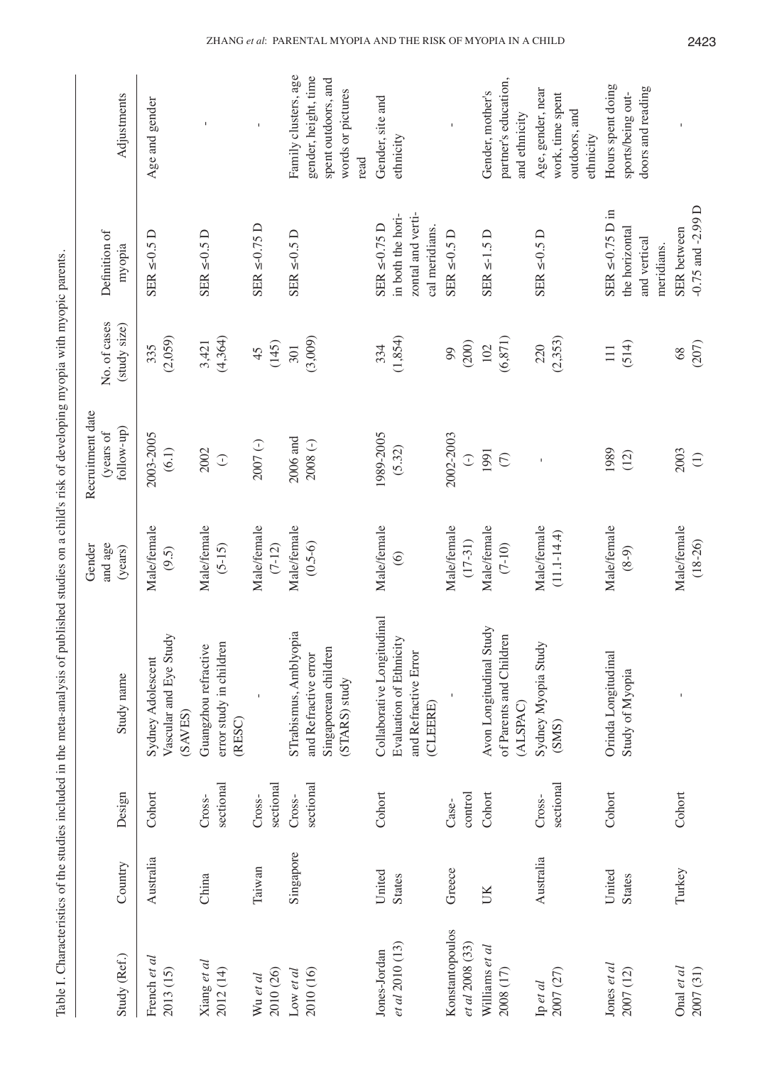Table I. Characteristics of the studies included in the meta-analysis of published studies on a child's risk of developing myopia with myopic parents.

| Study (Ref.) | Country | Design | Study name | Gender and age (years) | Recruitment date (years of follow-up) | No. of cases (study size) | Definition of myopia | Adjustments |
|---|---|---|---|---|---|---|---|---|
| French *et al* 2013 (15) | Australia | Cohort | Sydney Adolescent Vascular and Eye Study (SAVES) | Male/female (9.5) | 2003-2005 (6.1) | 335 (2,059) | SER ≤-0.5 D | Age and gender |
| Xiang *et al* 2012 (14) | China | Cross-sectional | Guangzhou refractive error study in children (RESC) | Male/female (5-15) | 2002 (-) | 3,421 (4,364) | SER ≤-0.5 D | - |
| Wu *et al* 2010 (26) | Taiwan | Cross-sectional | - | Male/female (7-12) | 2007 (-) | 45 (145) | SER ≤-0.75 D | - |
| Low *et al* 2010 (16) | Singapore | Cross-sectional | STrabismus, Amblyopia and Refractive error Singaporean children (STARS) study | Male/female (0.5-6) | 2006 and 2008 (-) | 301 (3,009) | SER ≤-0.5 D | Family clusters, age gender, height, time spent outdoors, and words or pictures read |
| Jones-Jordan *et al* 2010 (13) | United States | Cohort | Collaborative Longitudinal Evaluation of Ethnicity and Refractive Error (CLEERE) | Male/female (6) | 1989-2005 (5.32) | 334 (1,854) | SER ≤-0.75 D in both the horizontal and vertical meridians. | Gender, site and ethnicity |
| Konstantopoulos *et al* 2008 (33) | Greece | Case-control | - | Male/female (17-31) | 2002-2003 (-) | 99 (200) | SER ≤-0.5 D | - |
| Williams *et al* 2008 (17) | UK | Cohort | Avon Longitudinal Study of Parents and Children (ALSPAC) | Male/female (7-10) | 1991 (7) | 102 (6,871) | SER ≤-1.5 D | Gender, mother's partner's education, and ethnicity |
| Ip *et al* 2007 (27) | Australia | Cross-sectional | Sydney Myopia Study (SMS) | Male/female (11.1-14.4) | - | 220 (2,353) | SER ≤-0.5 D | Age, gender, near work, time spent outdoors, and ethnicity |
| Jones *et al* 2007 (12) | United States | Cohort | Orinda Longitudinal Study of Myopia | Male/female (8-9) | 1989 (12) | 111 (514) | SER ≤-0.75 D in the horizontal and vertical meridians. | Hours spent doing sports/being outdoors and reading |
| Onal *et al* 2007 (31) | Turkey | Cohort | - | Male/female (18-26) | 2003 (1) | 68 (207) | SER between -0.75 and -2.99 D | - |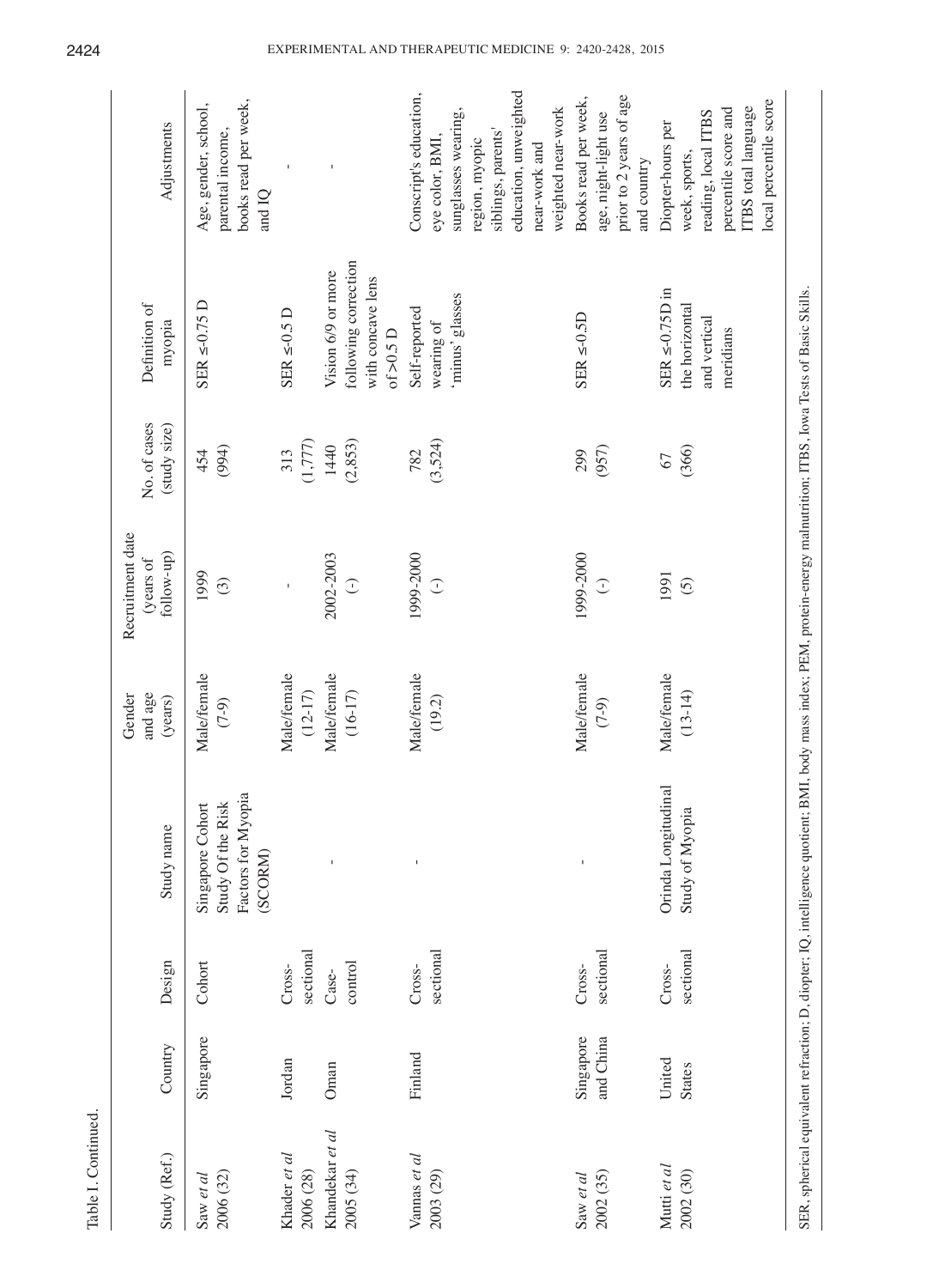Table I. Continued.

| Study (Ref.) | Country | Design | Study name | Gender and age (years) | Recruitment date (years of follow-up) | No. of cases (study size) | Definition of myopia | Adjustments |
|---|---|---|---|---|---|---|---|---|
| Saw *et al* 2006 (32) | Singapore | Cohort | Singapore Cohort Study Of the Risk Factors for Myopia (SCORM) | Male/female (7-9) | 1999 (3) | 454 (994) | SER ≤-0.75 D | Age, gender, school, parental income, books read per week, and IQ |
| Khader *et al* 2006 (28) | Jordan | Cross-sectional | - | Male/female (12-17) | - | 313 (1,777) | SER ≤-0.5 D | - |
| Khandekar *et al* 2005 (34) | Oman | Case-control | - | Male/female (16-17) | 2002-2003 (-) | 1440 (2,853) | Vision 6/9 or more following correction with concave lens of >0.5 D | - |
| Vannas *et al* 2003 (29) | Finland | Cross-sectional | - | Male/female (19.2) | 1999-2000 (-) | 782 (3,524) | Self-reported wearing of 'minus' glasses | Conscript's education, eye color, BMI, sunglasses wearing, region, myopic siblings, parents' education, unweighted near-work and weighted near-work |
| Saw *et al* 2002 (35) | Singapore and China | Cross-sectional | - | Male/female (7-9) | 1999-2000 (-) | 299 (957) | SER ≤-0.5D | Books read per week, age, night-light use prior to 2 years of age and country |
| Mutti *et al* 2002 (30) | United States | Cross-sectional | Orinda Longitudinal Study of Myopia | Male/female (13-14) | 1991 (5) | 67 (366) | SER ≤-0.75D in the horizontal and vertical meridians | Diopter-hours per week, sports, reading, local ITBS percentile score and ITBS total language local percentile score |

SER, spherical equivalent refraction; D, diopter; IQ, intelligence quotient; BMI, body mass index; PEM, protein-energy malnutrition; ITBS, Iowa Tests of Basic Skills.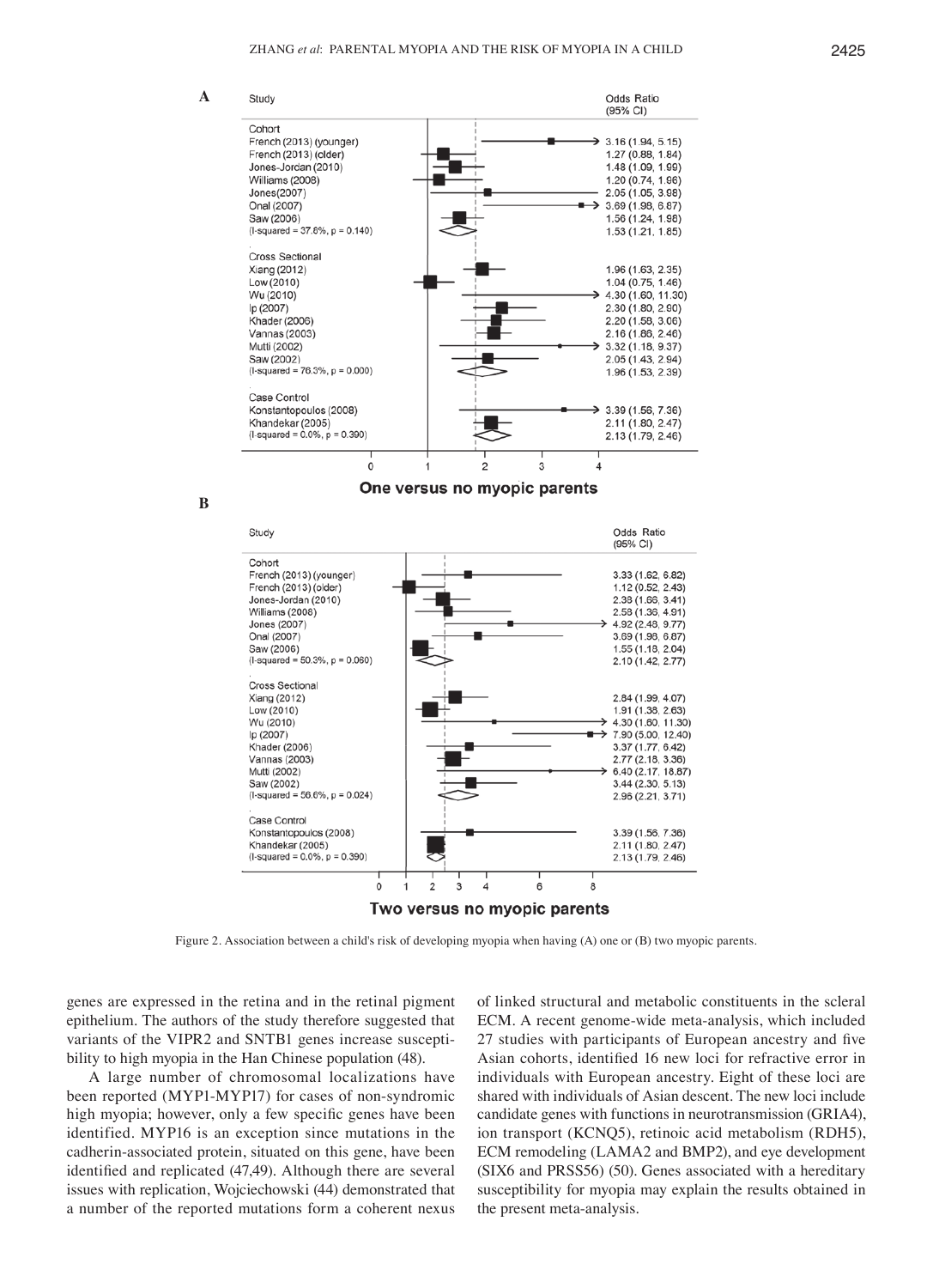**A**

| Study | Odds Ratio (95% CI) |
|---|---|
| **Cohort** | |
| French (2013) (younger) | 3.16 (1.94, 5.15) |
| French (2013) (older) | 1.27 (0.88, 1.84) |
| Jones-Jordan (2010) | 1.48 (1.09, 1.99) |
| Williams (2008) | 1.20 (0.74, 1.96) |
| Jones(2007) | 2.05 (1.05, 3.98) |
| Onal (2007) | 3.69 (1.98, 6.87) |
| Saw (2006) | 1.56 (1.24, 1.98) |
| (I-squared = 37.6%, p = 0.140) | 1.53 (1.21, 1.85) |
| **Cross Sectional** | |
| Xiang (2012) | 1.96 (1.63, 2.35) |
| Low (2010) | 1.04 (0.75, 1.46) |
| Wu (2010) | 4.30 (1.60, 11.30) |
| Ip (2007) | 2.30 (1.80, 2.90) |
| Khader (2006) | 2.20 (1.58, 3.06) |
| Vannas (2003) | 2.16 (1.86, 2.46) |
| Mutti (2002) | 3.32 (1.18, 9.37) |
| Saw (2002) | 2.05 (1.43, 2.94) |
| (I-squared = 76.3%, p = 0.000) | 1.96 (1.53, 2.39) |
| **Case Control** | |
| Konstantopoulos (2008) | 3.39 (1.56, 7.36) |
| Khandekar (2005) | 2.11 (1.80, 2.47) |
| (I-squared = 0.0%, p = 0.390) | 2.13 (1.79, 2.46) |

One versus no myopic parents

**B**

| Study | Odds Ratio (95% CI) |
|---|---|
| **Cohort** | |
| French (2013) (younger) | 3.33 (1.62, 6.82) |
| French (2013) (older) | 1.12 (0.52, 2.43) |
| Jones-Jordan (2010) | 2.38 (1.66, 3.41) |
| Williams (2008) | 2.58 (1.36, 4.91) |
| Jones (2007) | 4.92 (2.48, 9.77) |
| Onal (2007) | 3.69 (1.98, 6.87) |
| Saw (2006) | 1.55 (1.18, 2.04) |
| (I-squared = 50.3%, p = 0.060) | 2.10 (1.42, 2.77) |
| **Cross Sectional** | |
| Xiang (2012) | 2.84 (1.99, 4.07) |
| Low (2010) | 1.91 (1.38, 2.63) |
| Wu (2010) | 4.30 (1.60, 11.30) |
| Ip (2007) | 7.90 (5.00, 12.40) |
| Khader (2006) | 3.37 (1.77, 6.42) |
| Vannas (2003) | 2.77 (2.18, 3.36) |
| Mutti (2002) | 6.40 (2.17, 18.87) |
| Saw (2002) | 3.44 (2.30, 5.13) |
| (I-squared = 56.6%, p = 0.024) | 2.96 (2.21, 3.71) |
| **Case Control** | |
| Konstantopoulos (2008) | 3.39 (1.56, 7.36) |
| Khandekar (2005) | 2.11 (1.80, 2.47) |
| (I-squared = 0.0%, p = 0.390) | 2.13 (1.79, 2.46) |

Two versus no myopic parents

Figure 2. Association between a child's risk of developing myopia when having (A) one or (B) two myopic parents.

genes are expressed in the retina and in the retinal pigment epithelium. The authors of the study therefore suggested that variants of the VIPR2 and SNTB1 genes increase susceptibility to high myopia in the Han Chinese population (48).

A large number of chromosomal localizations have been reported (MYP1-MYP17) for cases of non-syndromic high myopia; however, only a few specific genes have been identified. MYP16 is an exception since mutations in the cadherin-associated protein, situated on this gene, have been identified and replicated (47,49). Although there are several issues with replication, Wojciechowski (44) demonstrated that a number of the reported mutations form a coherent nexus of linked structural and metabolic constituents in the scleral ECM. A recent genome-wide meta-analysis, which included 27 studies with participants of European ancestry and five Asian cohorts, identified 16 new loci for refractive error in individuals with European ancestry. Eight of these loci are shared with individuals of Asian descent. The new loci include candidate genes with functions in neurotransmission (GRIA4), ion transport (KCNQ5), retinoic acid metabolism (RDH5), ECM remodeling (LAMA2 and BMP2), and eye development (SIX6 and PRSS56) (50). Genes associated with a hereditary susceptibility for myopia may explain the results obtained in the present meta-analysis.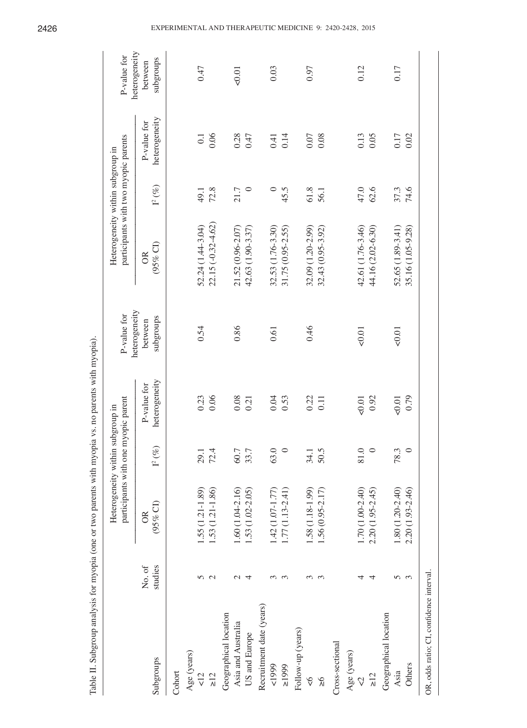Table II. Subgroup analysis for myopia (one or two parents with myopia vs. no parents with myopia).

| Subgroups | No. of studies | Heterogeneity within subgroup in participants with one myopic parent | | | P-value for heterogeneity between subgroups | Heterogeneity within subgroup in participants with two myopic parents | | | P-value for heterogeneity between subgroups |
|---|---|---|---|---|---|---|---|---|---|
| | | OR (95% CI) | $I^2$ (%) | P-value for heterogeneity | | OR (95% CI) | $I^2$ (%) | P-value for heterogeneity | |
| Cohort | | | | | | | | | |
| Age (years) | | | | | | | | | |
| <12 | 5 | 1.55 (1.21-1.89) | 29.1 | 0.23 | 0.54 | 52.24 (1.44-3.04) | 49.1 | 0.1 | 0.47 |
| ≥12 | 2 | 1.53 (1.21-1.86) | 72.4 | 0.06 | | 22.15 (-0.32-4.62) | 72.8 | 0.06 | |
| Geographical location | | | | | | | | | |
| Asia and Australia | 2 | 1.60 (1.04-2.16) | 60.7 | 0.08 | 0.86 | 21.52 (0.96-2.07) | 21.7 | 0.28 | <0.01 |
| US and Europe | 4 | 1.53 (1.02-2.05) | 33.7 | 0.21 | | 42.63 (1.90-3.37) | 0 | 0.47 | |
| Recruitment date (years) | | | | | | | | | |
| <1999 | 3 | 1.42 (1.07-1.77) | 63.0 | 0.04 | 0.61 | 32.53 (1.76-3.30) | 0 | 0.41 | 0.03 |
| ≥1999 | 3 | 1.77 (1.13-2.41) | 0 | 0.53 | | 31.75 (0.95-2.55) | 45.5 | 0.14 | |
| Follow-up (years) | | | | | | | | | |
| <6 | 3 | 1.58 (1.18-1.99) | 34.1 | 0.22 | 0.46 | 32.09 (1.20-2.99) | 61.8 | 0.07 | 0.97 |
| ≥6 | 3 | 1.56 (0.95-2.17) | 50.5 | 0.11 | | 32.43 (0.95-3.92) | 56.1 | 0.08 | |
| Cross-sectional | | | | | | | | | |
| Age (years) | | | | | | | | | |
| <2 | 4 | 1.70 (1.00-2.40) | 81.0 | <0.01 | <0.01 | 42.61 (1.76-3.46) | 47.0 | 0.13 | 0.12 |
| ≥12 | 4 | 2.20 (1.95-2.45) | 0 | 0.92 | | 44.16 (2.02-6.30) | 62.6 | 0.05 | |
| Geographical location | | | | | | | | | |
| Asia | 5 | 1.80 (1.20-2.40) | 78.3 | <0.01 | <0.01 | 52.65 (1.89-3.41) | 37.3 | 0.17 | 0.17 |
| Others | 3 | 2.20 (1.93-2.46) | 0 | 0.79 | | 35.16 (1.05-9.28) | 74.6 | 0.02 | |

OR, odds ratio; CI, confidence interval.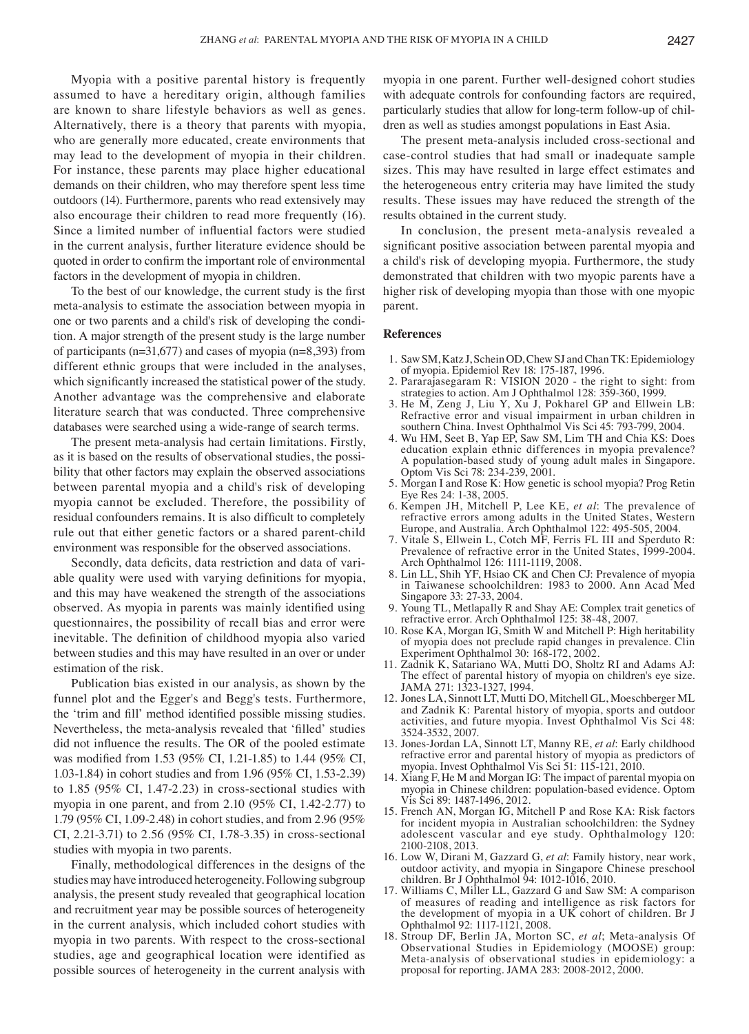Myopia with a positive parental history is frequently assumed to have a hereditary origin, although families are known to share lifestyle behaviors as well as genes. Alternatively, there is a theory that parents with myopia, who are generally more educated, create environments that may lead to the development of myopia in their children. For instance, these parents may place higher educational demands on their children, who may therefore spent less time outdoors (14). Furthermore, parents who read extensively may also encourage their children to read more frequently (16). Since a limited number of influential factors were studied in the current analysis, further literature evidence should be quoted in order to confirm the important role of environmental factors in the development of myopia in children.

To the best of our knowledge, the current study is the first meta-analysis to estimate the association between myopia in one or two parents and a child's risk of developing the condition. A major strength of the present study is the large number of participants (n=31,677) and cases of myopia (n=8,393) from different ethnic groups that were included in the analyses, which significantly increased the statistical power of the study. Another advantage was the comprehensive and elaborate literature search that was conducted. Three comprehensive databases were searched using a wide-range of search terms.

The present meta-analysis had certain limitations. Firstly, as it is based on the results of observational studies, the possibility that other factors may explain the observed associations between parental myopia and a child's risk of developing myopia cannot be excluded. Therefore, the possibility of residual confounders remains. It is also difficult to completely rule out that either genetic factors or a shared parent-child environment was responsible for the observed associations.

Secondly, data deficits, data restriction and data of variable quality were used with varying definitions for myopia, and this may have weakened the strength of the associations observed. As myopia in parents was mainly identified using questionnaires, the possibility of recall bias and error were inevitable. The definition of childhood myopia also varied between studies and this may have resulted in an over or under estimation of the risk.

Publication bias existed in our analysis, as shown by the funnel plot and the Egger's and Begg's tests. Furthermore, the 'trim and fill' method identified possible missing studies. Nevertheless, the meta-analysis revealed that 'filled' studies did not influence the results. The OR of the pooled estimate was modified from 1.53 (95% CI, 1.21-1.85) to 1.44 (95% CI, 1.03-1.84) in cohort studies and from 1.96 (95% CI, 1.53-2.39) to 1.85 (95% CI, 1.47-2.23) in cross-sectional studies with myopia in one parent, and from 2.10 (95% CI, 1.42-2.77) to 1.79 (95% CI, 1.09-2.48) in cohort studies, and from 2.96 (95% CI, 2.21-3.71) to 2.56 (95% CI, 1.78-3.35) in cross-sectional studies with myopia in two parents.

Finally, methodological differences in the designs of the studies may have introduced heterogeneity. Following subgroup analysis, the present study revealed that geographical location and recruitment year may be possible sources of heterogeneity in the current analysis, which included cohort studies with myopia in two parents. With respect to the cross-sectional studies, age and geographical location were identified as possible sources of heterogeneity in the current analysis with myopia in one parent. Further well-designed cohort studies with adequate controls for confounding factors are required, particularly studies that allow for long-term follow-up of children as well as studies amongst populations in East Asia.

The present meta-analysis included cross-sectional and case-control studies that had small or inadequate sample sizes. This may have resulted in large effect estimates and the heterogeneous entry criteria may have limited the study results. These issues may have reduced the strength of the results obtained in the current study.

In conclusion, the present meta-analysis revealed a significant positive association between parental myopia and a child's risk of developing myopia. Furthermore, the study demonstrated that children with two myopic parents have a higher risk of developing myopia than those with one myopic parent.

## References

1. Saw SM, Katz J, Schein OD, Chew SJ and Chan TK: Epidemiology of myopia. Epidemiol Rev 18: 175-187, 1996.
2. Pararajasegaram R: VISION 2020 - the right to sight: from strategies to action. Am J Ophthalmol 128: 359-360, 1999.
3. He M, Zeng J, Liu Y, Xu J, Pokharel GP and Ellwein LB: Refractive error and visual impairment in urban children in southern China. Invest Ophthalmol Vis Sci 45: 793-799, 2004.
4. Wu HM, Seet B, Yap EP, Saw SM, Lim TH and Chia KS: Does education explain ethnic differences in myopia prevalence? A population-based study of young adult males in Singapore. Optom Vis Sci 78: 234-239, 2001.
5. Morgan I and Rose K: How genetic is school myopia? Prog Retin Eye Res 24: 1-38, 2005.
6. Kempen JH, Mitchell P, Lee KE, *et al*: The prevalence of refractive errors among adults in the United States, Western Europe, and Australia. Arch Ophthalmol 122: 495-505, 2004.
7. Vitale S, Ellwein L, Cotch MF, Ferris FL III and Sperduto R: Prevalence of refractive error in the United States, 1999-2004. Arch Ophthalmol 126: 1111-1119, 2008.
8. Lin LL, Shih YF, Hsiao CK and Chen CJ: Prevalence of myopia in Taiwanese schoolchildren: 1983 to 2000. Ann Acad Med Singapore 33: 27-33, 2004.
9. Young TL, Metlapally R and Shay AE: Complex trait genetics of refractive error. Arch Ophthalmol 125: 38-48, 2007.
10. Rose KA, Morgan IG, Smith W and Mitchell P: High heritability of myopia does not preclude rapid changes in prevalence. Clin Experiment Ophthalmol 30: 168-172, 2002.
11. Zadnik K, Satariano WA, Mutti DO, Sholtz RI and Adams AJ: The effect of parental history of myopia on children's eye size. JAMA 271: 1323-1327, 1994.
12. Jones LA, Sinnott LT, Mutti DO, Mitchell GL, Moeschberger ML and Zadnik K: Parental history of myopia, sports and outdoor activities, and future myopia. Invest Ophthalmol Vis Sci 48: 3524-3532, 2007.
13. Jones-Jordan LA, Sinnott LT, Manny RE, *et al*: Early childhood refractive error and parental history of myopia as predictors of myopia. Invest Ophthalmol Vis Sci 51: 115-121, 2010.
14. Xiang F, He M and Morgan IG: The impact of parental myopia on myopia in Chinese children: population-based evidence. Optom Vis Sci 89: 1487-1496, 2012.
15. French AN, Morgan IG, Mitchell P and Rose KA: Risk factors for incident myopia in Australian schoolchildren: the Sydney adolescent vascular and eye study. Ophthalmology 120: 2100-2108, 2013.
16. Low W, Dirani M, Gazzard G, *et al*: Family history, near work, outdoor activity, and myopia in Singapore Chinese preschool children. Br J Ophthalmol 94: 1012-1016, 2010.
17. Williams C, Miller LL, Gazzard G and Saw SM: A comparison of measures of reading and intelligence as risk factors for the development of myopia in a UK cohort of children. Br J Ophthalmol 92: 1117-1121, 2008.
18. Stroup DF, Berlin JA, Morton SC, *et al*; Meta-analysis Of Observational Studies in Epidemiology (MOOSE) group: Meta-analysis of observational studies in epidemiology: a proposal for reporting. JAMA 283: 2008-2012, 2000.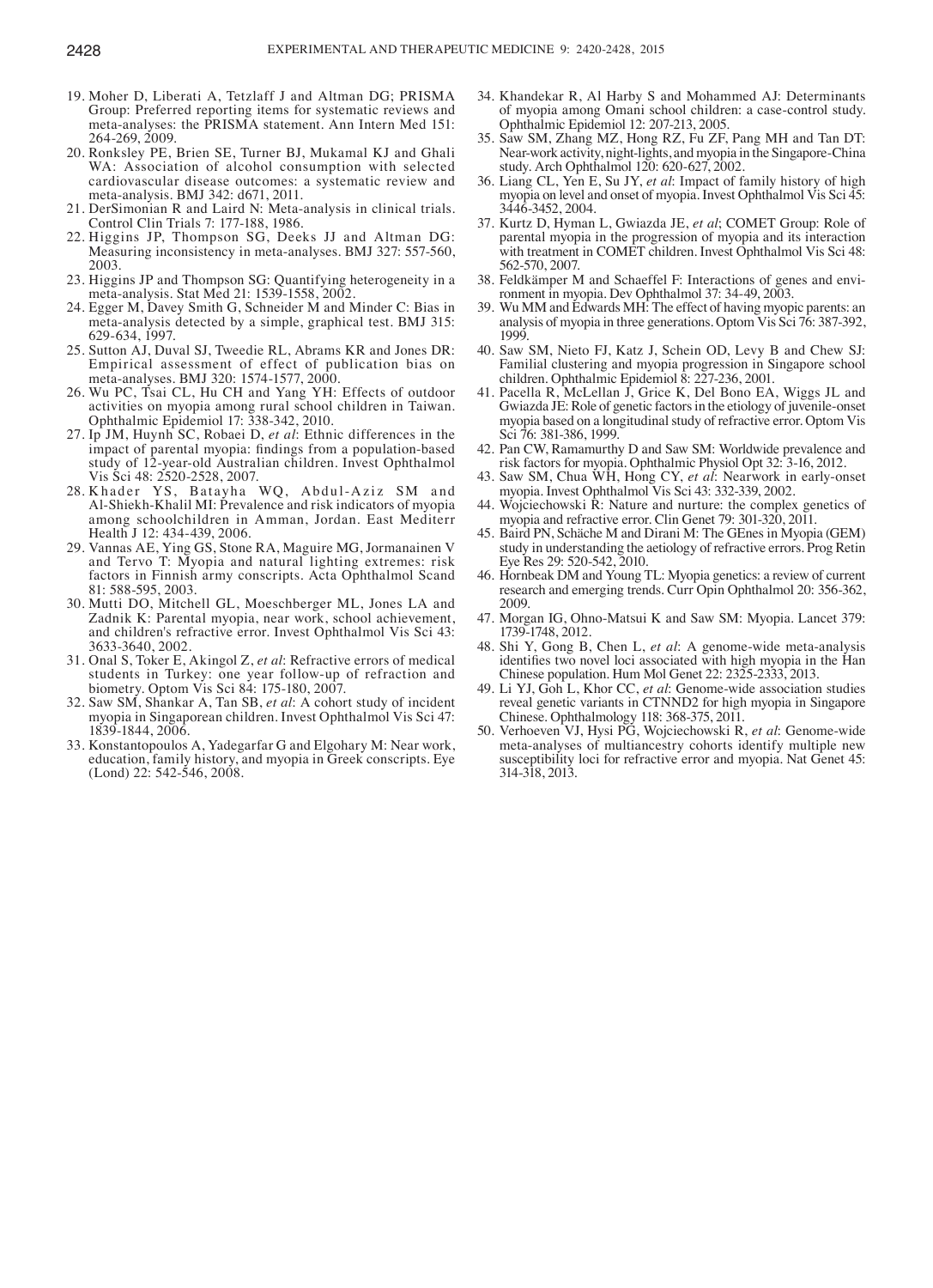19. Moher D, Liberati A, Tetzlaff J and Altman DG; PRISMA Group: Preferred reporting items for systematic reviews and meta-analyses: the PRISMA statement. Ann Intern Med 151: 264-269, 2009.
20. Ronksley PE, Brien SE, Turner BJ, Mukamal KJ and Ghali WA: Association of alcohol consumption with selected cardiovascular disease outcomes: a systematic review and meta-analysis. BMJ 342: d671, 2011.
21. DerSimonian R and Laird N: Meta-analysis in clinical trials. Control Clin Trials 7: 177-188, 1986.
22. Higgins JP, Thompson SG, Deeks JJ and Altman DG: Measuring inconsistency in meta-analyses. BMJ 327: 557-560, 2003.
23. Higgins JP and Thompson SG: Quantifying heterogeneity in a meta-analysis. Stat Med 21: 1539-1558, 2002.
24. Egger M, Davey Smith G, Schneider M and Minder C: Bias in meta-analysis detected by a simple, graphical test. BMJ 315: 629-634, 1997.
25. Sutton AJ, Duval SJ, Tweedie RL, Abrams KR and Jones DR: Empirical assessment of effect of publication bias on meta-analyses. BMJ 320: 1574-1577, 2000.
26. Wu PC, Tsai CL, Hu CH and Yang YH: Effects of outdoor activities on myopia among rural school children in Taiwan. Ophthalmic Epidemiol 17: 338-342, 2010.
27. Ip JM, Huynh SC, Robaei D, *et al*: Ethnic differences in the impact of parental myopia: findings from a population-based study of 12-year-old Australian children. Invest Ophthalmol Vis Sci 48: 2520-2528, 2007.
28. Khader YS, Batayha WQ, Abdul-Aziz SM and Al-Shiekh-Khalil MI: Prevalence and risk indicators of myopia among schoolchildren in Amman, Jordan. East Mediterr Health J 12: 434-439, 2006.
29. Vannas AE, Ying GS, Stone RA, Maguire MG, Jormanainen V and Tervo T: Myopia and natural lighting extremes: risk factors in Finnish army conscripts. Acta Ophthalmol Scand 81: 588-595, 2003.
30. Mutti DO, Mitchell GL, Moeschberger ML, Jones LA and Zadnik K: Parental myopia, near work, school achievement, and children's refractive error. Invest Ophthalmol Vis Sci 43: 3633-3640, 2002.
31. Onal S, Toker E, Akingol Z, *et al*: Refractive errors of medical students in Turkey: one year follow-up of refraction and biometry. Optom Vis Sci 84: 175-180, 2007.
32. Saw SM, Shankar A, Tan SB, *et al*: A cohort study of incident myopia in Singaporean children. Invest Ophthalmol Vis Sci 47: 1839-1844, 2006.
33. Konstantopoulos A, Yadegarfar G and Elgohary M: Near work, education, family history, and myopia in Greek conscripts. Eye (Lond) 22: 542-546, 2008.
34. Khandekar R, Al Harby S and Mohammed AJ: Determinants of myopia among Omani school children: a case-control study. Ophthalmic Epidemiol 12: 207-213, 2005.
35. Saw SM, Zhang MZ, Hong RZ, Fu ZF, Pang MH and Tan DT: Near-work activity, night-lights, and myopia in the Singapore-China study. Arch Ophthalmol 120: 620-627, 2002.
36. Liang CL, Yen E, Su JY, *et al*: Impact of family history of high myopia on level and onset of myopia. Invest Ophthalmol Vis Sci 45: 3446-3452, 2004.
37. Kurtz D, Hyman L, Gwiazda JE, *et al*; COMET Group: Role of parental myopia in the progression of myopia and its interaction with treatment in COMET children. Invest Ophthalmol Vis Sci 48: 562-570, 2007.
38. Feldkämper M and Schaeffel F: Interactions of genes and environment in myopia. Dev Ophthalmol 37: 34-49, 2003.
39. Wu MM and Edwards MH: The effect of having myopic parents: an analysis of myopia in three generations. Optom Vis Sci 76: 387-392, 1999.
40. Saw SM, Nieto FJ, Katz J, Schein OD, Levy B and Chew SJ: Familial clustering and myopia progression in Singapore school children. Ophthalmic Epidemiol 8: 227-236, 2001.
41. Pacella R, McLellan J, Grice K, Del Bono EA, Wiggs JL and Gwiazda JE: Role of genetic factors in the etiology of juvenile-onset myopia based on a longitudinal study of refractive error. Optom Vis Sci 76: 381-386, 1999.
42. Pan CW, Ramamurthy D and Saw SM: Worldwide prevalence and risk factors for myopia. Ophthalmic Physiol Opt 32: 3-16, 2012.
43. Saw SM, Chua WH, Hong CY, *et al*: Nearwork in early-onset myopia. Invest Ophthalmol Vis Sci 43: 332-339, 2002.
44. Wojciechowski R: Nature and nurture: the complex genetics of myopia and refractive error. Clin Genet 79: 301-320, 2011.
45. Baird PN, Schäche M and Dirani M: The GEnes in Myopia (GEM) study in understanding the aetiology of refractive errors. Prog Retin Eye Res 29: 520-542, 2010.
46. Hornbeak DM and Young TL: Myopia genetics: a review of current research and emerging trends. Curr Opin Ophthalmol 20: 356-362, 2009.
47. Morgan IG, Ohno-Matsui K and Saw SM: Myopia. Lancet 379: 1739-1748, 2012.
48. Shi Y, Gong B, Chen L, *et al*: A genome-wide meta-analysis identifies two novel loci associated with high myopia in the Han Chinese population. Hum Mol Genet 22: 2325-2333, 2013.
49. Li YJ, Goh L, Khor CC, *et al*: Genome-wide association studies reveal genetic variants in CTNND2 for high myopia in Singapore Chinese. Ophthalmology 118: 368-375, 2011.
50. Verhoeven VJ, Hysi PG, Wojciechowski R, *et al*: Genome-wide meta-analyses of multiancestry cohorts identify multiple new susceptibility loci for refractive error and myopia. Nat Genet 45: 314-318, 2013.